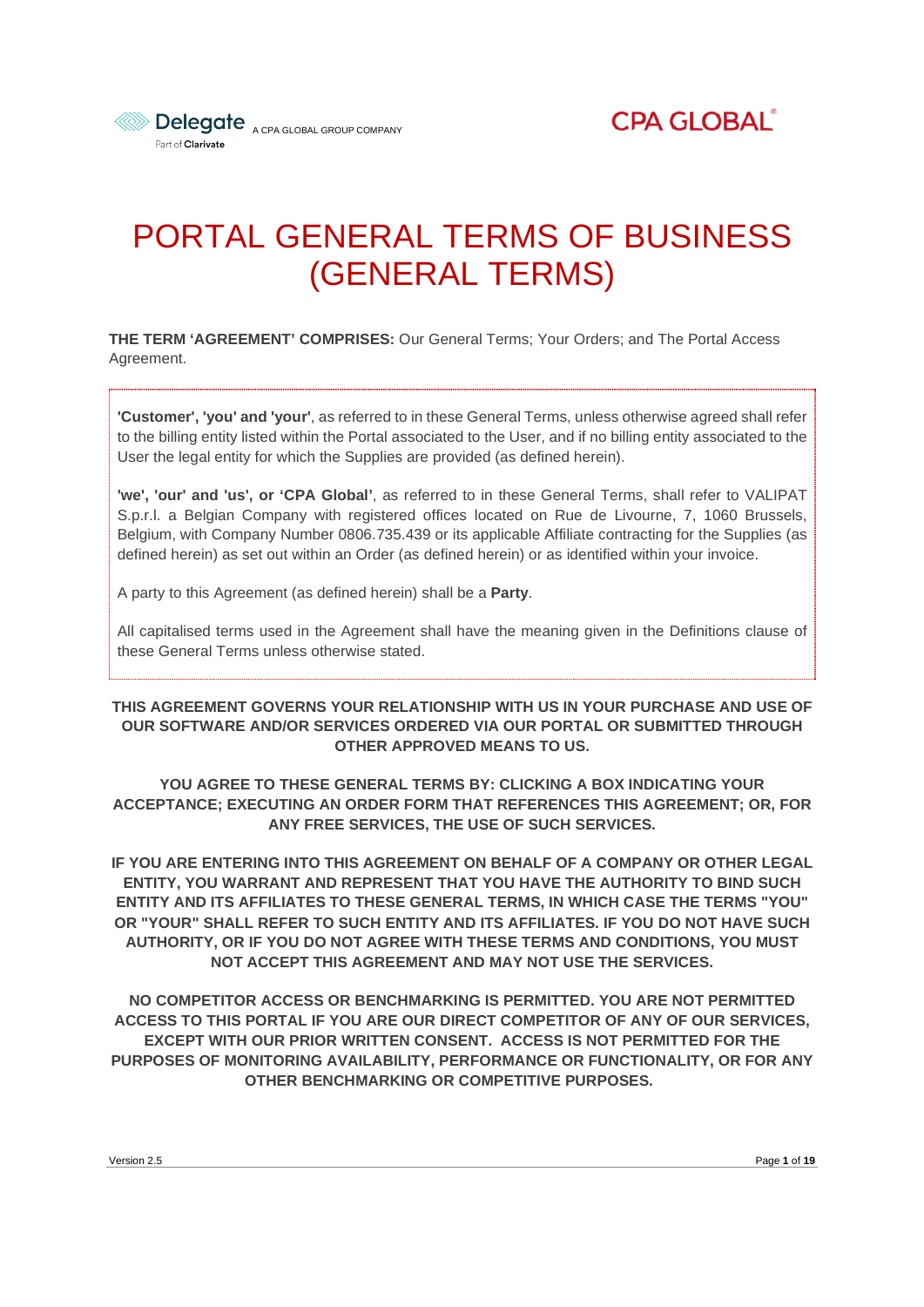Delegate A CPA GLOBAL GROUP COMPANY
Part of Clarivate

CPA GLOBAL

# PORTAL GENERAL TERMS OF BUSINESS (GENERAL TERMS)

**THE TERM 'AGREEMENT' COMPRISES:** Our General Terms; Your Orders; and The Portal Access Agreement.

**'Customer', 'you' and 'your'**, as referred to in these General Terms, unless otherwise agreed shall refer to the billing entity listed within the Portal associated to the User, and if no billing entity associated to the User the legal entity for which the Supplies are provided (as defined herein).

**'we', 'our' and 'us', or 'CPA Global'**, as referred to in these General Terms, shall refer to VALIPAT S.p.r.l. a Belgian Company with registered offices located on Rue de Livourne, 7, 1060 Brussels, Belgium, with Company Number 0806.735.439 or its applicable Affiliate contracting for the Supplies (as defined herein) as set out within an Order (as defined herein) or as identified within your invoice.

A party to this Agreement (as defined herein) shall be a **Party**.

All capitalised terms used in the Agreement shall have the meaning given in the Definitions clause of these General Terms unless otherwise stated.

**THIS AGREEMENT GOVERNS YOUR RELATIONSHIP WITH US IN YOUR PURCHASE AND USE OF OUR SOFTWARE AND/OR SERVICES ORDERED VIA OUR PORTAL OR SUBMITTED THROUGH OTHER APPROVED MEANS TO US.**

**YOU AGREE TO THESE GENERAL TERMS BY: CLICKING A BOX INDICATING YOUR ACCEPTANCE; EXECUTING AN ORDER FORM THAT REFERENCES THIS AGREEMENT; OR, FOR ANY FREE SERVICES, THE USE OF SUCH SERVICES.**

**IF YOU ARE ENTERING INTO THIS AGREEMENT ON BEHALF OF A COMPANY OR OTHER LEGAL ENTITY, YOU WARRANT AND REPRESENT THAT YOU HAVE THE AUTHORITY TO BIND SUCH ENTITY AND ITS AFFILIATES TO THESE GENERAL TERMS, IN WHICH CASE THE TERMS "YOU" OR "YOUR" SHALL REFER TO SUCH ENTITY AND ITS AFFILIATES. IF YOU DO NOT HAVE SUCH AUTHORITY, OR IF YOU DO NOT AGREE WITH THESE TERMS AND CONDITIONS, YOU MUST NOT ACCEPT THIS AGREEMENT AND MAY NOT USE THE SERVICES.**

**NO COMPETITOR ACCESS OR BENCHMARKING IS PERMITTED. YOU ARE NOT PERMITTED ACCESS TO THIS PORTAL IF YOU ARE OUR DIRECT COMPETITOR OF ANY OF OUR SERVICES, EXCEPT WITH OUR PRIOR WRITTEN CONSENT. ACCESS IS NOT PERMITTED FOR THE PURPOSES OF MONITORING AVAILABILITY, PERFORMANCE OR FUNCTIONALITY, OR FOR ANY OTHER BENCHMARKING OR COMPETITIVE PURPOSES.**

Version 2.5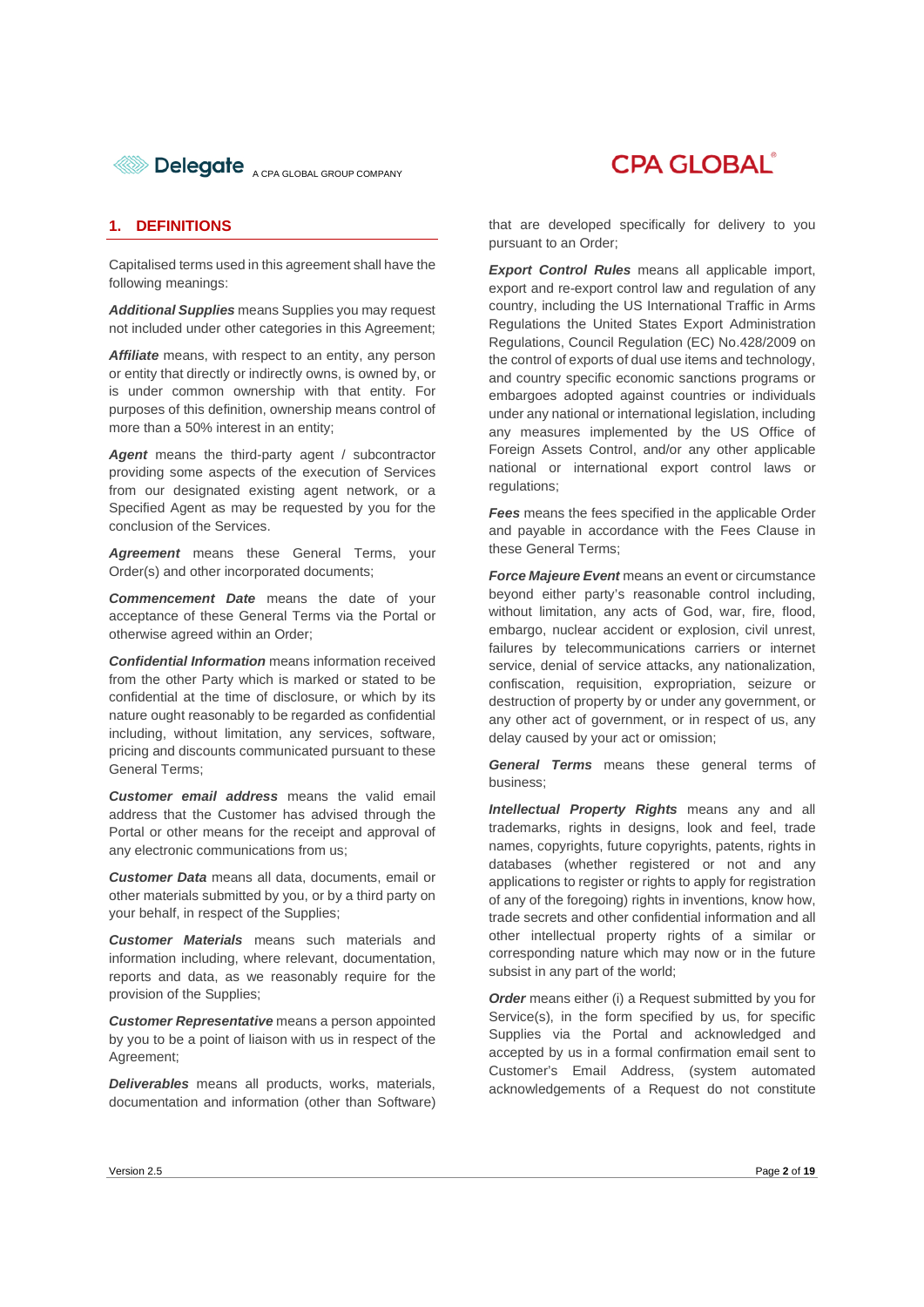## 1. DEFINITIONS

Capitalised terms used in this agreement shall have the following meanings:

***Additional Supplies*** means Supplies you may request not included under other categories in this Agreement;

***Affiliate*** means, with respect to an entity, any person or entity that directly or indirectly owns, is owned by, or is under common ownership with that entity. For purposes of this definition, ownership means control of more than a 50% interest in an entity;

***Agent*** means the third-party agent / subcontractor providing some aspects of the execution of Services from our designated existing agent network, or a Specified Agent as may be requested by you for the conclusion of the Services.

***Agreement*** means these General Terms, your Order(s) and other incorporated documents;

***Commencement Date*** means the date of your acceptance of these General Terms via the Portal or otherwise agreed within an Order;

***Confidential Information*** means information received from the other Party which is marked or stated to be confidential at the time of disclosure, or which by its nature ought reasonably to be regarded as confidential including, without limitation, any services, software, pricing and discounts communicated pursuant to these General Terms;

***Customer email address*** means the valid email address that the Customer has advised through the Portal or other means for the receipt and approval of any electronic communications from us;

***Customer Data*** means all data, documents, email or other materials submitted by you, or by a third party on your behalf, in respect of the Supplies;

***Customer Materials*** means such materials and information including, where relevant, documentation, reports and data, as we reasonably require for the provision of the Supplies;

***Customer Representative*** means a person appointed by you to be a point of liaison with us in respect of the Agreement;

***Deliverables*** means all products, works, materials, documentation and information (other than Software) that are developed specifically for delivery to you pursuant to an Order;

***Export Control Rules*** means all applicable import, export and re-export control law and regulation of any country, including the US International Traffic in Arms Regulations the United States Export Administration Regulations, Council Regulation (EC) No.428/2009 on the control of exports of dual use items and technology, and country specific economic sanctions programs or embargoes adopted against countries or individuals under any national or international legislation, including any measures implemented by the US Office of Foreign Assets Control, and/or any other applicable national or international export control laws or regulations;

***Fees*** means the fees specified in the applicable Order and payable in accordance with the Fees Clause in these General Terms;

***Force Majeure Event*** means an event or circumstance beyond either party's reasonable control including, without limitation, any acts of God, war, fire, flood, embargo, nuclear accident or explosion, civil unrest, failures by telecommunications carriers or internet service, denial of service attacks, any nationalization, confiscation, requisition, expropriation, seizure or destruction of property by or under any government, or any other act of government, or in respect of us, any delay caused by your act or omission;

***General Terms*** means these general terms of business;

***Intellectual Property Rights*** means any and all trademarks, rights in designs, look and feel, trade names, copyrights, future copyrights, patents, rights in databases (whether registered or not and any applications to register or rights to apply for registration of any of the foregoing) rights in inventions, know how, trade secrets and other confidential information and all other intellectual property rights of a similar or corresponding nature which may now or in the future subsist in any part of the world;

***Order*** means either (i) a Request submitted by you for Service(s), in the form specified by us, for specific Supplies via the Portal and acknowledged and accepted by us in a formal confirmation email sent to Customer's Email Address, (system automated acknowledgements of a Request do not constitute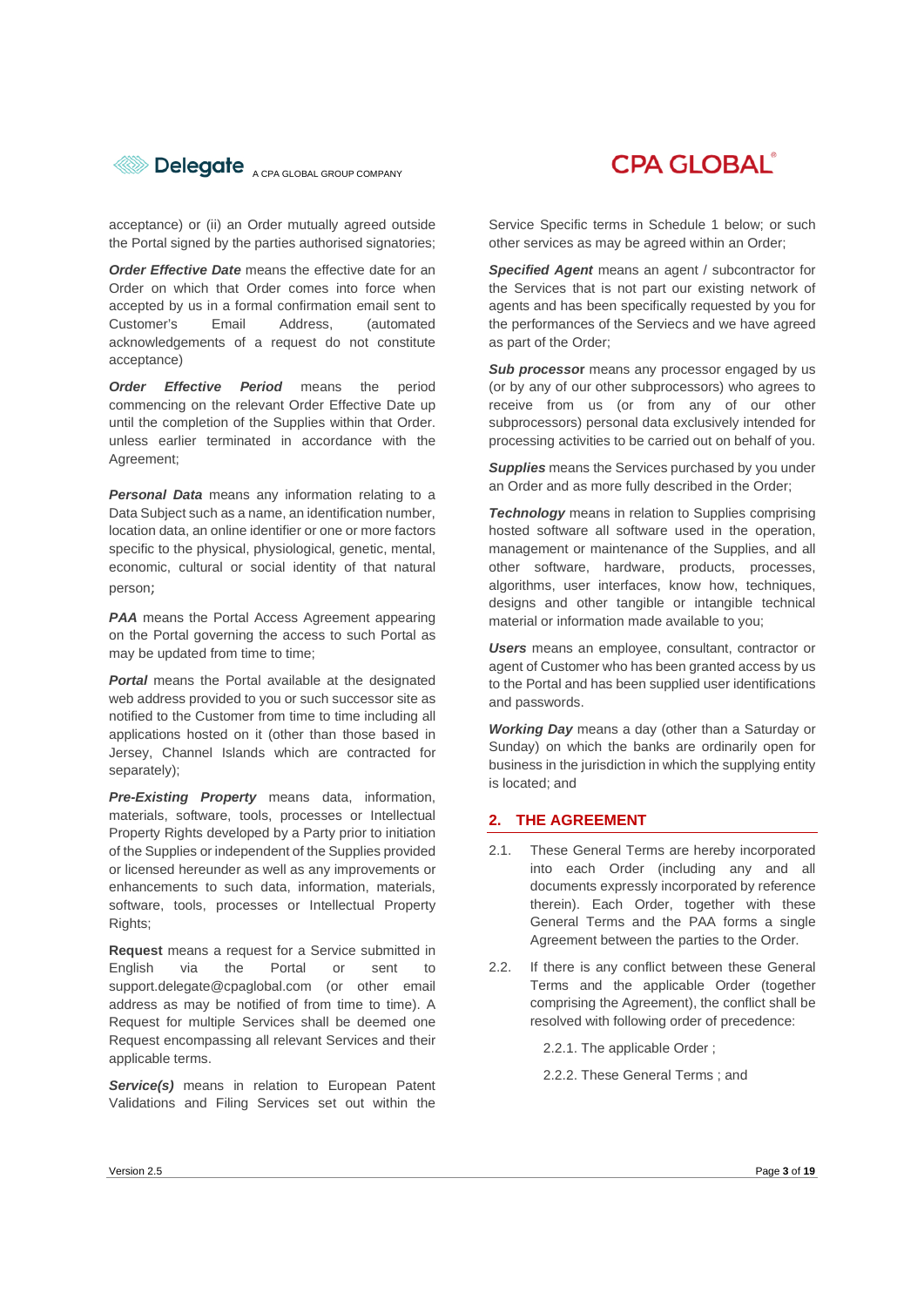acceptance) or (ii) an Order mutually agreed outside the Portal signed by the parties authorised signatories;

***Order Effective Date*** means the effective date for an Order on which that Order comes into force when accepted by us in a formal confirmation email sent to Customer's Email Address, (automated acknowledgements of a request do not constitute acceptance)

***Order Effective Period*** means the period commencing on the relevant Order Effective Date up until the completion of the Supplies within that Order. unless earlier terminated in accordance with the Agreement;

***Personal Data*** means any information relating to a Data Subject such as a name, an identification number, location data, an online identifier or one or more factors specific to the physical, physiological, genetic, mental, economic, cultural or social identity of that natural person;

***PAA*** means the Portal Access Agreement appearing on the Portal governing the access to such Portal as may be updated from time to time;

***Portal*** means the Portal available at the designated web address provided to you or such successor site as notified to the Customer from time to time including all applications hosted on it (other than those based in Jersey, Channel Islands which are contracted for separately);

***Pre-Existing Property*** means data, information, materials, software, tools, processes or Intellectual Property Rights developed by a Party prior to initiation of the Supplies or independent of the Supplies provided or licensed hereunder as well as any improvements or enhancements to such data, information, materials, software, tools, processes or Intellectual Property Rights;

**Request** means a request for a Service submitted in English via the Portal or sent to support.delegate@cpaglobal.com (or other email address as may be notified of from time to time). A Request for multiple Services shall be deemed one Request encompassing all relevant Services and their applicable terms.

***Service(s)*** means in relation to European Patent Validations and Filing Services set out within the Service Specific terms in Schedule 1 below; or such other services as may be agreed within an Order;

***Specified Agent*** means an agent / subcontractor for the Services that is not part our existing network of agents and has been specifically requested by you for the performances of the Serviecs and we have agreed as part of the Order;

***Sub processor*** means any processor engaged by us (or by any of our other subprocessors) who agrees to receive from us (or from any of our other subprocessors) personal data exclusively intended for processing activities to be carried out on behalf of you.

***Supplies*** means the Services purchased by you under an Order and as more fully described in the Order;

***Technology*** means in relation to Supplies comprising hosted software all software used in the operation, management or maintenance of the Supplies, and all other software, hardware, products, processes, algorithms, user interfaces, know how, techniques, designs and other tangible or intangible technical material or information made available to you;

***Users*** means an employee, consultant, contractor or agent of Customer who has been granted access by us to the Portal and has been supplied user identifications and passwords.

***Working Day*** means a day (other than a Saturday or Sunday) on which the banks are ordinarily open for business in the jurisdiction in which the supplying entity is located; and

## 2. THE AGREEMENT

2.1. These General Terms are hereby incorporated into each Order (including any and all documents expressly incorporated by reference therein). Each Order, together with these General Terms and the PAA forms a single Agreement between the parties to the Order.

2.2. If there is any conflict between these General Terms and the applicable Order (together comprising the Agreement), the conflict shall be resolved with following order of precedence:

2.2.1. The applicable Order ;

2.2.2. These General Terms ; and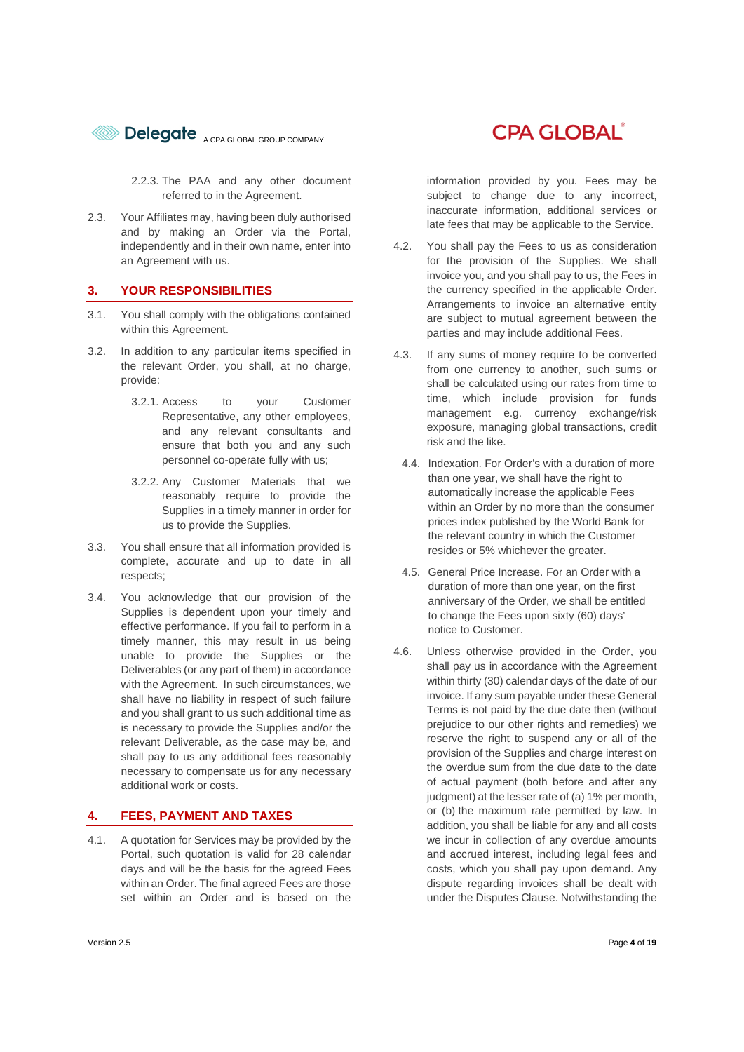2.2.3. The PAA and any other document referred to in the Agreement.

2.3. Your Affiliates may, having been duly authorised and by making an Order via the Portal, independently and in their own name, enter into an Agreement with us.

## 3. YOUR RESPONSIBILITIES

3.1. You shall comply with the obligations contained within this Agreement.

3.2. In addition to any particular items specified in the relevant Order, you shall, at no charge, provide:

3.2.1. Access to your Customer Representative, any other employees, and any relevant consultants and ensure that both you and any such personnel co-operate fully with us;

3.2.2. Any Customer Materials that we reasonably require to provide the Supplies in a timely manner in order for us to provide the Supplies.

3.3. You shall ensure that all information provided is complete, accurate and up to date in all respects;

3.4. You acknowledge that our provision of the Supplies is dependent upon your timely and effective performance. If you fail to perform in a timely manner, this may result in us being unable to provide the Supplies or the Deliverables (or any part of them) in accordance with the Agreement. In such circumstances, we shall have no liability in respect of such failure and you shall grant to us such additional time as is necessary to provide the Supplies and/or the relevant Deliverable, as the case may be, and shall pay to us any additional fees reasonably necessary to compensate us for any necessary additional work or costs.

## 4. FEES, PAYMENT AND TAXES

4.1. A quotation for Services may be provided by the Portal, such quotation is valid for 28 calendar days and will be the basis for the agreed Fees within an Order. The final agreed Fees are those set within an Order and is based on the information provided by you. Fees may be subject to change due to any incorrect, inaccurate information, additional services or late fees that may be applicable to the Service.

4.2. You shall pay the Fees to us as consideration for the provision of the Supplies. We shall invoice you, and you shall pay to us, the Fees in the currency specified in the applicable Order. Arrangements to invoice an alternative entity are subject to mutual agreement between the parties and may include additional Fees.

4.3. If any sums of money require to be converted from one currency to another, such sums or shall be calculated using our rates from time to time, which include provision for funds management e.g. currency exchange/risk exposure, managing global transactions, credit risk and the like.

4.4. Indexation. For Order's with a duration of more than one year, we shall have the right to automatically increase the applicable Fees within an Order by no more than the consumer prices index published by the World Bank for the relevant country in which the Customer resides or 5% whichever the greater.

4.5. General Price Increase. For an Order with a duration of more than one year, on the first anniversary of the Order, we shall be entitled to change the Fees upon sixty (60) days' notice to Customer.

4.6. Unless otherwise provided in the Order, you shall pay us in accordance with the Agreement within thirty (30) calendar days of the date of our invoice. If any sum payable under these General Terms is not paid by the due date then (without prejudice to our other rights and remedies) we reserve the right to suspend any or all of the provision of the Supplies and charge interest on the overdue sum from the due date to the date of actual payment (both before and after any judgment) at the lesser rate of (a) 1% per month, or (b) the maximum rate permitted by law. In addition, you shall be liable for any and all costs we incur in collection of any overdue amounts and accrued interest, including legal fees and costs, which you shall pay upon demand. Any dispute regarding invoices shall be dealt with under the Disputes Clause. Notwithstanding the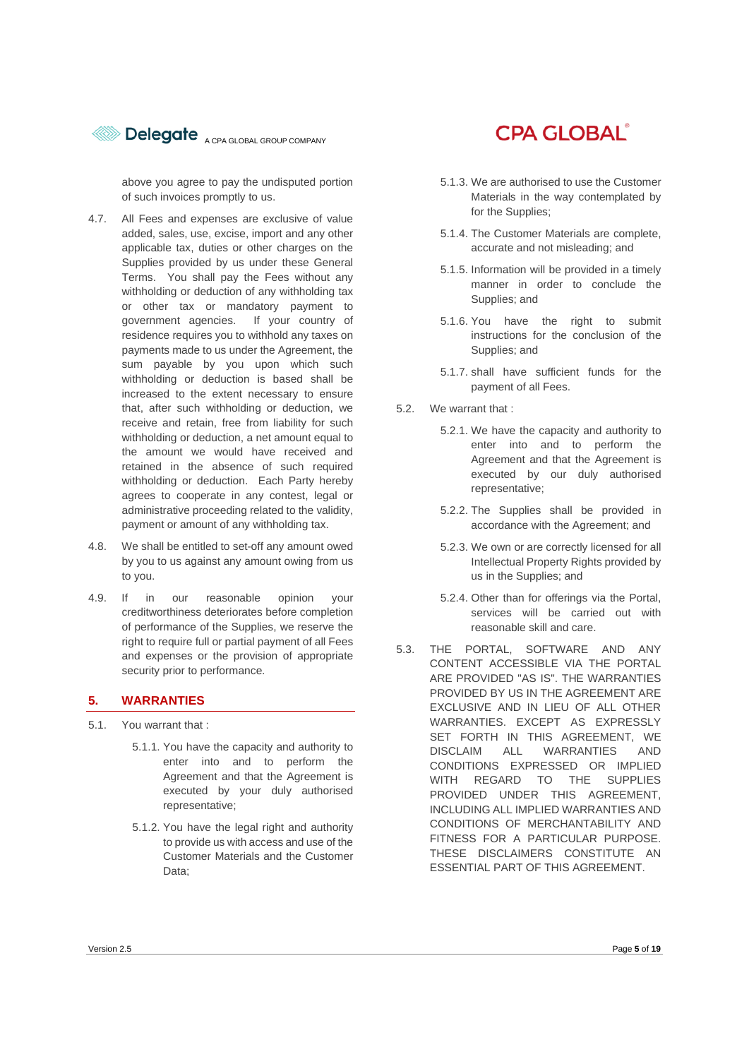above you agree to pay the undisputed portion of such invoices promptly to us.

4.7. All Fees and expenses are exclusive of value added, sales, use, excise, import and any other applicable tax, duties or other charges on the Supplies provided by us under these General Terms. You shall pay the Fees without any withholding or deduction of any withholding tax or other tax or mandatory payment to government agencies. If your country of residence requires you to withhold any taxes on payments made to us under the Agreement, the sum payable by you upon which such withholding or deduction is based shall be increased to the extent necessary to ensure that, after such withholding or deduction, we receive and retain, free from liability for such withholding or deduction, a net amount equal to the amount we would have received and retained in the absence of such required withholding or deduction. Each Party hereby agrees to cooperate in any contest, legal or administrative proceeding related to the validity, payment or amount of any withholding tax.

4.8. We shall be entitled to set-off any amount owed by you to us against any amount owing from us to you.

4.9. If in our reasonable opinion your creditworthiness deteriorates before completion of performance of the Supplies, we reserve the right to require full or partial payment of all Fees and expenses or the provision of appropriate security prior to performance.

## 5. WARRANTIES

5.1. You warrant that :

5.1.1. You have the capacity and authority to enter into and to perform the Agreement and that the Agreement is executed by your duly authorised representative;

5.1.2. You have the legal right and authority to provide us with access and use of the Customer Materials and the Customer Data;

5.1.3. We are authorised to use the Customer Materials in the way contemplated by for the Supplies;

5.1.4. The Customer Materials are complete, accurate and not misleading; and

5.1.5. Information will be provided in a timely manner in order to conclude the Supplies; and

5.1.6. You have the right to submit instructions for the conclusion of the Supplies; and

5.1.7. shall have sufficient funds for the payment of all Fees.

5.2. We warrant that :

5.2.1. We have the capacity and authority to enter into and to perform the Agreement and that the Agreement is executed by our duly authorised representative;

5.2.2. The Supplies shall be provided in accordance with the Agreement; and

5.2.3. We own or are correctly licensed for all Intellectual Property Rights provided by us in the Supplies; and

5.2.4. Other than for offerings via the Portal, services will be carried out with reasonable skill and care.

5.3. THE PORTAL, SOFTWARE AND ANY CONTENT ACCESSIBLE VIA THE PORTAL ARE PROVIDED "AS IS". THE WARRANTIES PROVIDED BY US IN THE AGREEMENT ARE EXCLUSIVE AND IN LIEU OF ALL OTHER WARRANTIES. EXCEPT AS EXPRESSLY SET FORTH IN THIS AGREEMENT, WE DISCLAIM ALL WARRANTIES AND CONDITIONS EXPRESSED OR IMPLIED WITH REGARD TO THE SUPPLIES PROVIDED UNDER THIS AGREEMENT, INCLUDING ALL IMPLIED WARRANTIES AND CONDITIONS OF MERCHANTABILITY AND FITNESS FOR A PARTICULAR PURPOSE. THESE DISCLAIMERS CONSTITUTE AN ESSENTIAL PART OF THIS AGREEMENT.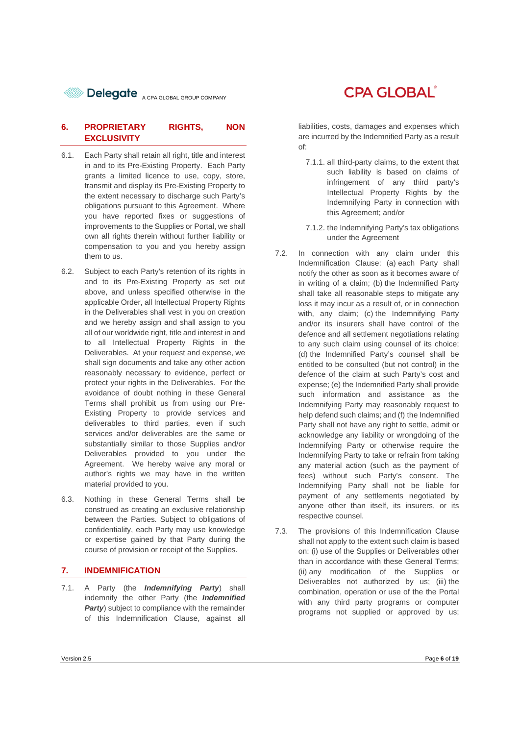## 6. PROPRIETARY RIGHTS, NON EXCLUSIVITY

6.1. Each Party shall retain all right, title and interest in and to its Pre-Existing Property. Each Party grants a limited licence to use, copy, store, transmit and display its Pre-Existing Property to the extent necessary to discharge such Party's obligations pursuant to this Agreement. Where you have reported fixes or suggestions of improvements to the Supplies or Portal, we shall own all rights therein without further liability or compensation to you and you hereby assign them to us.

6.2. Subject to each Party's retention of its rights in and to its Pre-Existing Property as set out above, and unless specified otherwise in the applicable Order, all Intellectual Property Rights in the Deliverables shall vest in you on creation and we hereby assign and shall assign to you all of our worldwide right, title and interest in and to all Intellectual Property Rights in the Deliverables. At your request and expense, we shall sign documents and take any other action reasonably necessary to evidence, perfect or protect your rights in the Deliverables. For the avoidance of doubt nothing in these General Terms shall prohibit us from using our Pre-Existing Property to provide services and deliverables to third parties, even if such services and/or deliverables are the same or substantially similar to those Supplies and/or Deliverables provided to you under the Agreement. We hereby waive any moral or author's rights we may have in the written material provided to you.

6.3. Nothing in these General Terms shall be construed as creating an exclusive relationship between the Parties. Subject to obligations of confidentiality, each Party may use knowledge or expertise gained by that Party during the course of provision or receipt of the Supplies.

## 7. INDEMNIFICATION

7.1. A Party (the ***Indemnifying Party***) shall indemnify the other Party (the ***Indemnified Party***) subject to compliance with the remainder of this Indemnification Clause, against all liabilities, costs, damages and expenses which are incurred by the Indemnified Party as a result of:

7.1.1. all third-party claims, to the extent that such liability is based on claims of infringement of any third party's Intellectual Property Rights by the Indemnifying Party in connection with this Agreement; and/or

7.1.2. the Indemnifying Party's tax obligations under the Agreement

7.2. In connection with any claim under this Indemnification Clause: (a) each Party shall notify the other as soon as it becomes aware of in writing of a claim; (b) the Indemnified Party shall take all reasonable steps to mitigate any loss it may incur as a result of, or in connection with, any claim; (c) the Indemnifying Party and/or its insurers shall have control of the defence and all settlement negotiations relating to any such claim using counsel of its choice; (d) the Indemnified Party's counsel shall be entitled to be consulted (but not control) in the defence of the claim at such Party's cost and expense; (e) the Indemnified Party shall provide such information and assistance as the Indemnifying Party may reasonably request to help defend such claims; and (f) the Indemnified Party shall not have any right to settle, admit or acknowledge any liability or wrongdoing of the Indemnifying Party or otherwise require the Indemnifying Party to take or refrain from taking any material action (such as the payment of fees) without such Party's consent. The Indemnifying Party shall not be liable for payment of any settlements negotiated by anyone other than itself, its insurers, or its respective counsel.

7.3. The provisions of this Indemnification Clause shall not apply to the extent such claim is based on: (i) use of the Supplies or Deliverables other than in accordance with these General Terms; (ii) any modification of the Supplies or Deliverables not authorized by us; (iii) the combination, operation or use of the the Portal with any third party programs or computer programs not supplied or approved by us;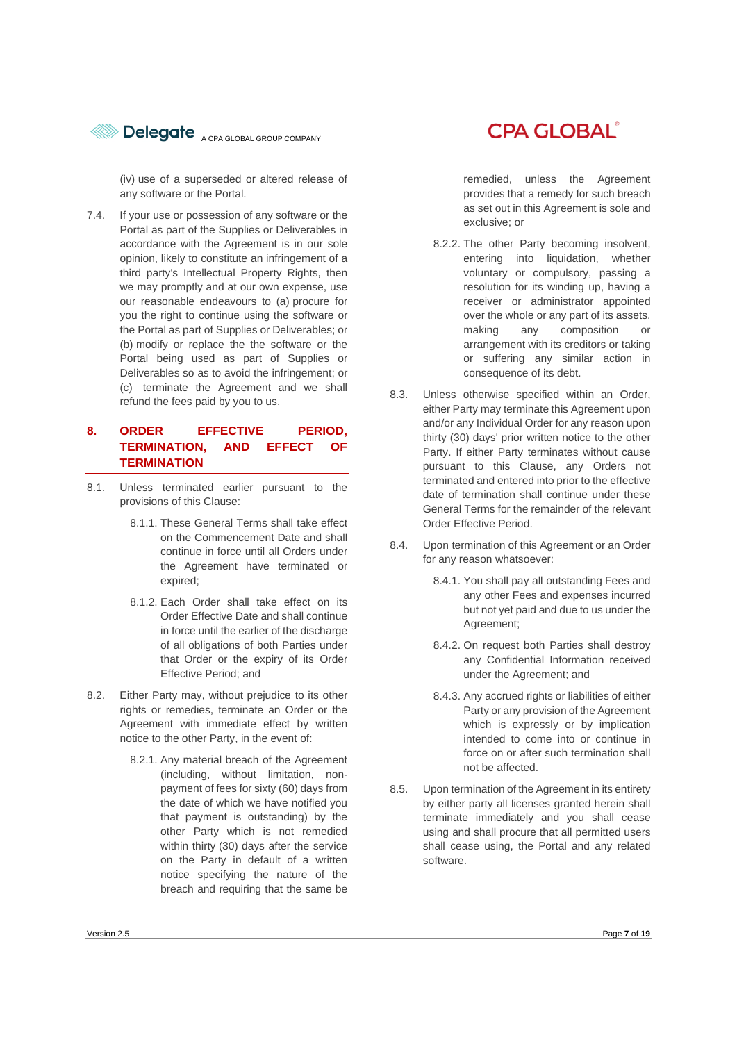(iv) use of a superseded or altered release of any software or the Portal.

7.4. If your use or possession of any software or the Portal as part of the Supplies or Deliverables in accordance with the Agreement is in our sole opinion, likely to constitute an infringement of a third party's Intellectual Property Rights, then we may promptly and at our own expense, use our reasonable endeavours to (a) procure for you the right to continue using the software or the Portal as part of Supplies or Deliverables; or (b) modify or replace the the software or the Portal being used as part of Supplies or Deliverables so as to avoid the infringement; or (c) terminate the Agreement and we shall refund the fees paid by you to us.

## 8. ORDER EFFECTIVE PERIOD, TERMINATION, AND EFFECT OF TERMINATION

8.1. Unless terminated earlier pursuant to the provisions of this Clause:

8.1.1. These General Terms shall take effect on the Commencement Date and shall continue in force until all Orders under the Agreement have terminated or expired;

8.1.2. Each Order shall take effect on its Order Effective Date and shall continue in force until the earlier of the discharge of all obligations of both Parties under that Order or the expiry of its Order Effective Period; and

8.2. Either Party may, without prejudice to its other rights or remedies, terminate an Order or the Agreement with immediate effect by written notice to the other Party, in the event of:

8.2.1. Any material breach of the Agreement (including, without limitation, non-payment of fees for sixty (60) days from the date of which we have notified you that payment is outstanding) by the other Party which is not remedied within thirty (30) days after the service on the Party in default of a written notice specifying the nature of the breach and requiring that the same be remedied, unless the Agreement provides that a remedy for such breach as set out in this Agreement is sole and exclusive; or

8.2.2. The other Party becoming insolvent, entering into liquidation, whether voluntary or compulsory, passing a resolution for its winding up, having a receiver or administrator appointed over the whole or any part of its assets, making any composition or arrangement with its creditors or taking or suffering any similar action in consequence of its debt.

8.3. Unless otherwise specified within an Order, either Party may terminate this Agreement upon and/or any Individual Order for any reason upon thirty (30) days' prior written notice to the other Party. If either Party terminates without cause pursuant to this Clause, any Orders not terminated and entered into prior to the effective date of termination shall continue under these General Terms for the remainder of the relevant Order Effective Period.

8.4. Upon termination of this Agreement or an Order for any reason whatsoever:

8.4.1. You shall pay all outstanding Fees and any other Fees and expenses incurred but not yet paid and due to us under the Agreement;

8.4.2. On request both Parties shall destroy any Confidential Information received under the Agreement; and

8.4.3. Any accrued rights or liabilities of either Party or any provision of the Agreement which is expressly or by implication intended to come into or continue in force on or after such termination shall not be affected.

8.5. Upon termination of the Agreement in its entirety by either party all licenses granted herein shall terminate immediately and you shall cease using and shall procure that all permitted users shall cease using, the Portal and any related software.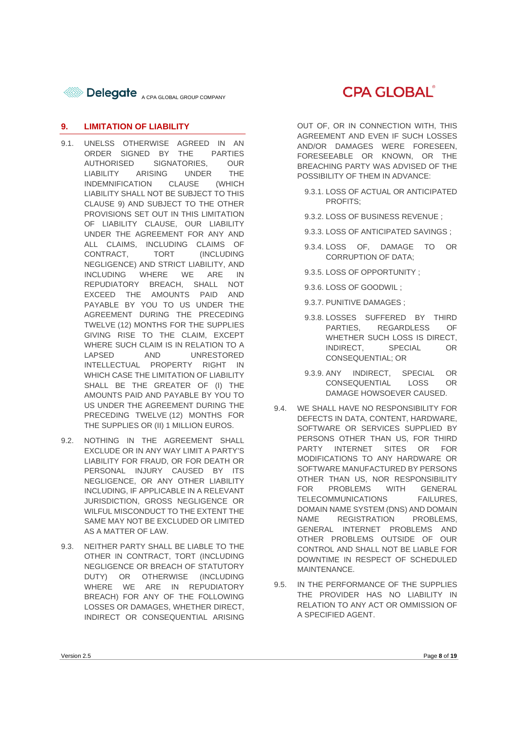## 9. LIMITATION OF LIABILITY

9.1. UNELSS OTHERWISE AGREED IN AN ORDER SIGNED BY THE PARTIES AUTHORISED SIGNATORIES, OUR LIABILITY ARISING UNDER THE INDEMNIFICATION CLAUSE (WHICH LIABILITY SHALL NOT BE SUBJECT TO THIS CLAUSE 9) AND SUBJECT TO THE OTHER PROVISIONS SET OUT IN THIS LIMITATION OF LIABILITY CLAUSE, OUR LIABILITY UNDER THE AGREEMENT FOR ANY AND ALL CLAIMS, INCLUDING CLAIMS OF CONTRACT, TORT (INCLUDING NEGLIGENCE) AND STRICT LIABILITY, AND INCLUDING WHERE WE ARE IN REPUDIATORY BREACH, SHALL NOT EXCEED THE AMOUNTS PAID AND PAYABLE BY YOU TO US UNDER THE AGREEMENT DURING THE PRECEDING TWELVE (12) MONTHS FOR THE SUPPLIES GIVING RISE TO THE CLAIM, EXCEPT WHERE SUCH CLAIM IS IN RELATION TO A LAPSED AND UNRESTORED INTELLECTUAL PROPERTY RIGHT IN WHICH CASE THE LIMITATION OF LIABILITY SHALL BE THE GREATER OF (I) THE AMOUNTS PAID AND PAYABLE BY YOU TO US UNDER THE AGREEMENT DURING THE PRECEDING TWELVE (12) MONTHS FOR THE SUPPLIES OR (II) 1 MILLION EUROS.

9.2. NOTHING IN THE AGREEMENT SHALL EXCLUDE OR IN ANY WAY LIMIT A PARTY'S LIABILITY FOR FRAUD, OR FOR DEATH OR PERSONAL INJURY CAUSED BY ITS NEGLIGENCE, OR ANY OTHER LIABILITY INCLUDING, IF APPLICABLE IN A RELEVANT JURISDICTION, GROSS NEGLIGENCE OR WILFUL MISCONDUCT TO THE EXTENT THE SAME MAY NOT BE EXCLUDED OR LIMITED AS A MATTER OF LAW.

9.3. NEITHER PARTY SHALL BE LIABLE TO THE OTHER IN CONTRACT, TORT (INCLUDING NEGLIGENCE OR BREACH OF STATUTORY DUTY) OR OTHERWISE (INCLUDING WHERE WE ARE IN REPUDIATORY BREACH) FOR ANY OF THE FOLLOWING LOSSES OR DAMAGES, WHETHER DIRECT, INDIRECT OR CONSEQUENTIAL ARISING OUT OF, OR IN CONNECTION WITH, THIS AGREEMENT AND EVEN IF SUCH LOSSES AND/OR DAMAGES WERE FORESEEN, FORESEEABLE OR KNOWN, OR THE BREACHING PARTY WAS ADVISED OF THE POSSIBILITY OF THEM IN ADVANCE:

- 9.3.1. LOSS OF ACTUAL OR ANTICIPATED PROFITS;
- 9.3.2. LOSS OF BUSINESS REVENUE ;
- 9.3.3. LOSS OF ANTICIPATED SAVINGS ;
- 9.3.4. LOSS OF, DAMAGE TO OR CORRUPTION OF DATA;
- 9.3.5. LOSS OF OPPORTUNITY ;
- 9.3.6. LOSS OF GOODWIL ;
- 9.3.7. PUNITIVE DAMAGES ;
- 9.3.8. LOSSES SUFFERED BY THIRD PARTIES, REGARDLESS OF WHETHER SUCH LOSS IS DIRECT, INDIRECT, SPECIAL OR CONSEQUENTIAL; OR
- 9.3.9. ANY INDIRECT, SPECIAL OR CONSEQUENTIAL LOSS OR DAMAGE HOWSOEVER CAUSED.

9.4. WE SHALL HAVE NO RESPONSIBILITY FOR DEFECTS IN DATA, CONTENT, HARDWARE, SOFTWARE OR SERVICES SUPPLIED BY PERSONS OTHER THAN US, FOR THIRD PARTY INTERNET SITES OR FOR MODIFICATIONS TO ANY HARDWARE OR SOFTWARE MANUFACTURED BY PERSONS OTHER THAN US, NOR RESPONSIBILITY FOR PROBLEMS WITH GENERAL TELECOMMUNICATIONS FAILURES, DOMAIN NAME SYSTEM (DNS) AND DOMAIN NAME REGISTRATION PROBLEMS, GENERAL INTERNET PROBLEMS AND OTHER PROBLEMS OUTSIDE OF OUR CONTROL AND SHALL NOT BE LIABLE FOR DOWNTIME IN RESPECT OF SCHEDULED MAINTENANCE.

9.5. IN THE PERFORMANCE OF THE SUPPLIES THE PROVIDER HAS NO LIABILITY IN RELATION TO ANY ACT OR OMMISSION OF A SPECIFIED AGENT.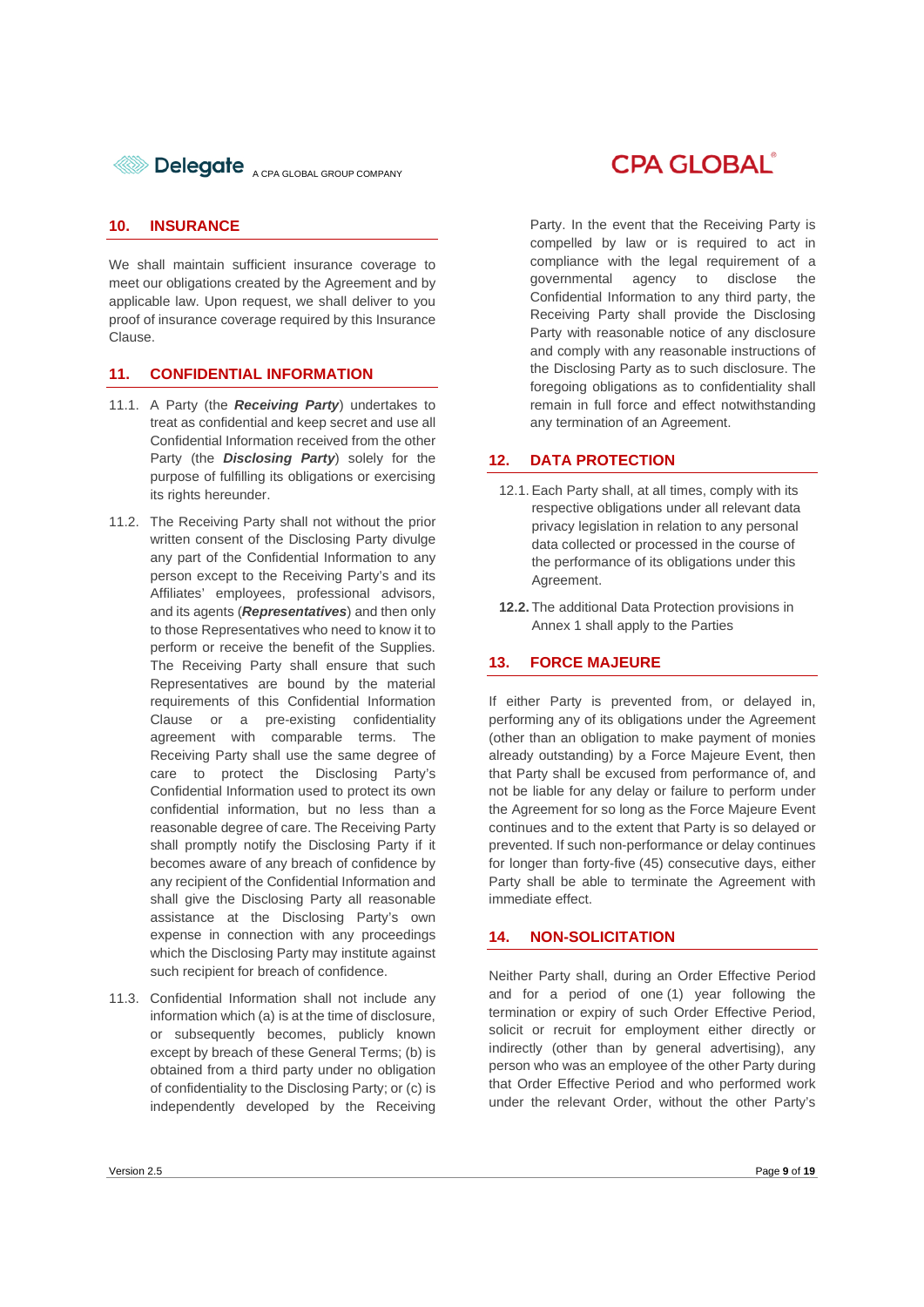## 10. INSURANCE

We shall maintain sufficient insurance coverage to meet our obligations created by the Agreement and by applicable law. Upon request, we shall deliver to you proof of insurance coverage required by this Insurance Clause.

## 11. CONFIDENTIAL INFORMATION

11.1. A Party (the ***Receiving Party***) undertakes to treat as confidential and keep secret and use all Confidential Information received from the other Party (the ***Disclosing Party***) solely for the purpose of fulfilling its obligations or exercising its rights hereunder.

11.2. The Receiving Party shall not without the prior written consent of the Disclosing Party divulge any part of the Confidential Information to any person except to the Receiving Party's and its Affiliates' employees, professional advisors, and its agents (***Representatives***) and then only to those Representatives who need to know it to perform or receive the benefit of the Supplies. The Receiving Party shall ensure that such Representatives are bound by the material requirements of this Confidential Information Clause or a pre-existing confidentiality agreement with comparable terms. The Receiving Party shall use the same degree of care to protect the Disclosing Party's Confidential Information used to protect its own confidential information, but no less than a reasonable degree of care. The Receiving Party shall promptly notify the Disclosing Party if it becomes aware of any breach of confidence by any recipient of the Confidential Information and shall give the Disclosing Party all reasonable assistance at the Disclosing Party's own expense in connection with any proceedings which the Disclosing Party may institute against such recipient for breach of confidence.

11.3. Confidential Information shall not include any information which (a) is at the time of disclosure, or subsequently becomes, publicly known except by breach of these General Terms; (b) is obtained from a third party under no obligation of confidentiality to the Disclosing Party; or (c) is independently developed by the Receiving Party. In the event that the Receiving Party is compelled by law or is required to act in compliance with the legal requirement of a governmental agency to disclose the Confidential Information to any third party, the Receiving Party shall provide the Disclosing Party with reasonable notice of any disclosure and comply with any reasonable instructions of the Disclosing Party as to such disclosure. The foregoing obligations as to confidentiality shall remain in full force and effect notwithstanding any termination of an Agreement.

## 12. DATA PROTECTION

12.1. Each Party shall, at all times, comply with its respective obligations under all relevant data privacy legislation in relation to any personal data collected or processed in the course of the performance of its obligations under this Agreement.

**12.2.** The additional Data Protection provisions in Annex 1 shall apply to the Parties

## 13. FORCE MAJEURE

If either Party is prevented from, or delayed in, performing any of its obligations under the Agreement (other than an obligation to make payment of monies already outstanding) by a Force Majeure Event, then that Party shall be excused from performance of, and not be liable for any delay or failure to perform under the Agreement for so long as the Force Majeure Event continues and to the extent that Party is so delayed or prevented. If such non-performance or delay continues for longer than forty-five (45) consecutive days, either Party shall be able to terminate the Agreement with immediate effect.

## 14. NON-SOLICITATION

Neither Party shall, during an Order Effective Period and for a period of one (1) year following the termination or expiry of such Order Effective Period, solicit or recruit for employment either directly or indirectly (other than by general advertising), any person who was an employee of the other Party during that Order Effective Period and who performed work under the relevant Order, without the other Party's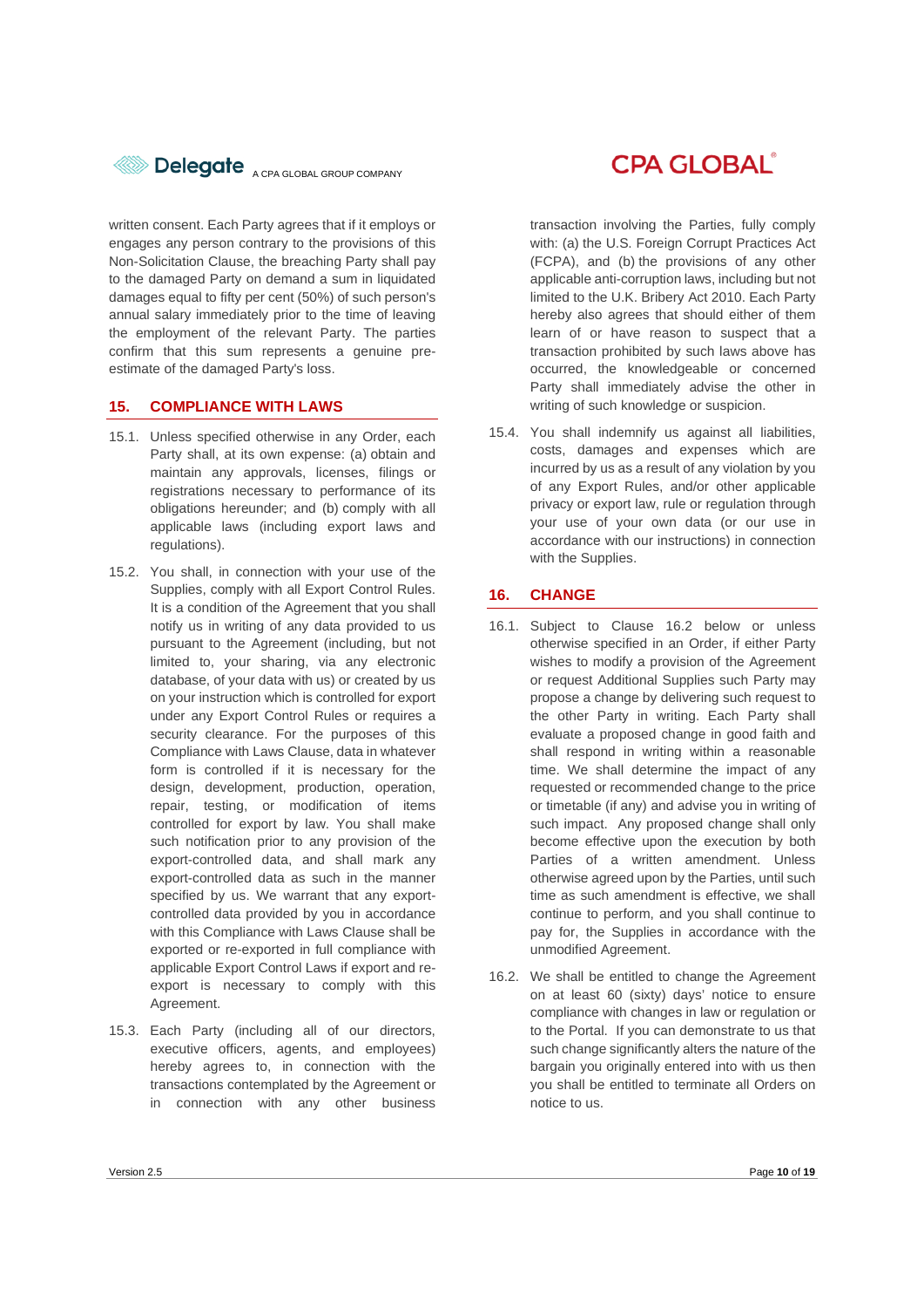written consent. Each Party agrees that if it employs or engages any person contrary to the provisions of this Non-Solicitation Clause, the breaching Party shall pay to the damaged Party on demand a sum in liquidated damages equal to fifty per cent (50%) of such person's annual salary immediately prior to the time of leaving the employment of the relevant Party. The parties confirm that this sum represents a genuine pre-estimate of the damaged Party's loss.

## 15. COMPLIANCE WITH LAWS

15.1. Unless specified otherwise in any Order, each Party shall, at its own expense: (a) obtain and maintain any approvals, licenses, filings or registrations necessary to performance of its obligations hereunder; and (b) comply with all applicable laws (including export laws and regulations).

15.2. You shall, in connection with your use of the Supplies, comply with all Export Control Rules. It is a condition of the Agreement that you shall notify us in writing of any data provided to us pursuant to the Agreement (including, but not limited to, your sharing, via any electronic database, of your data with us) or created by us on your instruction which is controlled for export under any Export Control Rules or requires a security clearance. For the purposes of this Compliance with Laws Clause, data in whatever form is controlled if it is necessary for the design, development, production, operation, repair, testing, or modification of items controlled for export by law. You shall make such notification prior to any provision of the export-controlled data, and shall mark any export-controlled data as such in the manner specified by us. We warrant that any export-controlled data provided by you in accordance with this Compliance with Laws Clause shall be exported or re-exported in full compliance with applicable Export Control Laws if export and re-export is necessary to comply with this Agreement.

15.3. Each Party (including all of our directors, executive officers, agents, and employees) hereby agrees to, in connection with the transactions contemplated by the Agreement or in connection with any other business transaction involving the Parties, fully comply with: (a) the U.S. Foreign Corrupt Practices Act (FCPA), and (b) the provisions of any other applicable anti-corruption laws, including but not limited to the U.K. Bribery Act 2010. Each Party hereby also agrees that should either of them learn of or have reason to suspect that a transaction prohibited by such laws above has occurred, the knowledgeable or concerned Party shall immediately advise the other in writing of such knowledge or suspicion.

15.4. You shall indemnify us against all liabilities, costs, damages and expenses which are incurred by us as a result of any violation by you of any Export Rules, and/or other applicable privacy or export law, rule or regulation through your use of your own data (or our use in accordance with our instructions) in connection with the Supplies.

## 16. CHANGE

16.1. Subject to Clause 16.2 below or unless otherwise specified in an Order, if either Party wishes to modify a provision of the Agreement or request Additional Supplies such Party may propose a change by delivering such request to the other Party in writing. Each Party shall evaluate a proposed change in good faith and shall respond in writing within a reasonable time. We shall determine the impact of any requested or recommended change to the price or timetable (if any) and advise you in writing of such impact. Any proposed change shall only become effective upon the execution by both Parties of a written amendment. Unless otherwise agreed upon by the Parties, until such time as such amendment is effective, we shall continue to perform, and you shall continue to pay for, the Supplies in accordance with the unmodified Agreement.

16.2. We shall be entitled to change the Agreement on at least 60 (sixty) days' notice to ensure compliance with changes in law or regulation or to the Portal. If you can demonstrate to us that such change significantly alters the nature of the bargain you originally entered into with us then you shall be entitled to terminate all Orders on notice to us.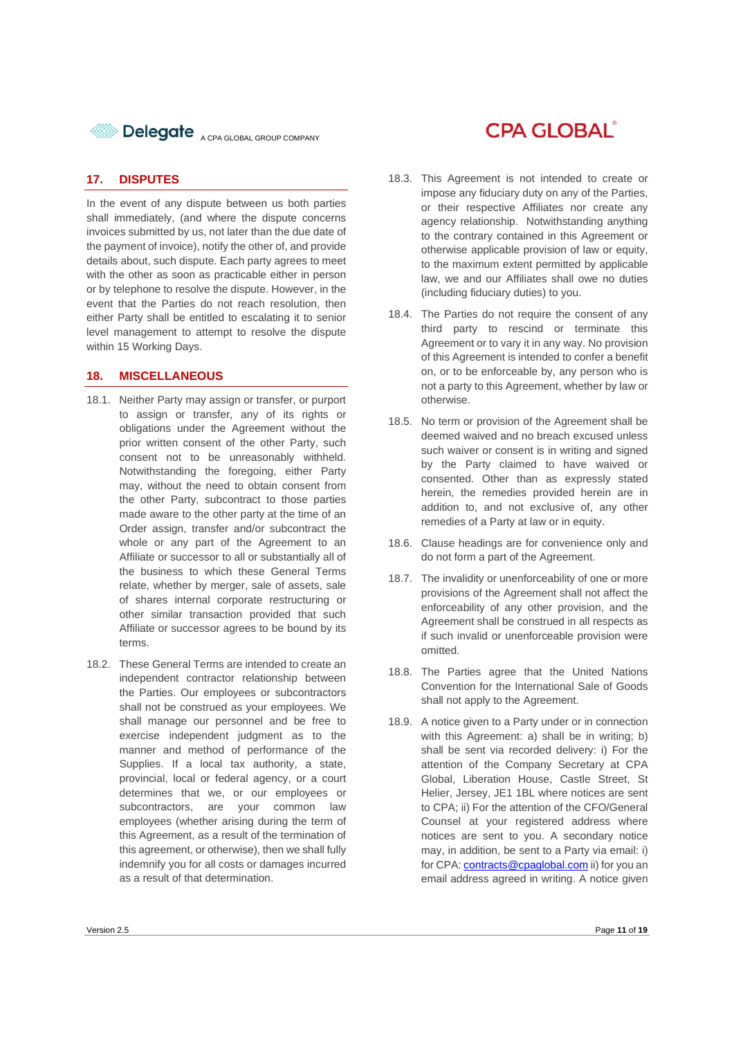## 17. DISPUTES

In the event of any dispute between us both parties shall immediately, (and where the dispute concerns invoices submitted by us, not later than the due date of the payment of invoice), notify the other of, and provide details about, such dispute. Each party agrees to meet with the other as soon as practicable either in person or by telephone to resolve the dispute. However, in the event that the Parties do not reach resolution, then either Party shall be entitled to escalating it to senior level management to attempt to resolve the dispute within 15 Working Days.

## 18. MISCELLANEOUS

18.1. Neither Party may assign or transfer, or purport to assign or transfer, any of its rights or obligations under the Agreement without the prior written consent of the other Party, such consent not to be unreasonably withheld. Notwithstanding the foregoing, either Party may, without the need to obtain consent from the other Party, subcontract to those parties made aware to the other party at the time of an Order assign, transfer and/or subcontract the whole or any part of the Agreement to an Affiliate or successor to all or substantially all of the business to which these General Terms relate, whether by merger, sale of assets, sale of shares internal corporate restructuring or other similar transaction provided that such Affiliate or successor agrees to be bound by its terms.

18.2. These General Terms are intended to create an independent contractor relationship between the Parties. Our employees or subcontractors shall not be construed as your employees. We shall manage our personnel and be free to exercise independent judgment as to the manner and method of performance of the Supplies. If a local tax authority, a state, provincial, local or federal agency, or a court determines that we, or our employees or subcontractors, are your common law employees (whether arising during the term of this Agreement, as a result of the termination of this agreement, or otherwise), then we shall fully indemnify you for all costs or damages incurred as a result of that determination.

18.3. This Agreement is not intended to create or impose any fiduciary duty on any of the Parties, or their respective Affiliates nor create any agency relationship. Notwithstanding anything to the contrary contained in this Agreement or otherwise applicable provision of law or equity, to the maximum extent permitted by applicable law, we and our Affiliates shall owe no duties (including fiduciary duties) to you.

18.4. The Parties do not require the consent of any third party to rescind or terminate this Agreement or to vary it in any way. No provision of this Agreement is intended to confer a benefit on, or to be enforceable by, any person who is not a party to this Agreement, whether by law or otherwise.

18.5. No term or provision of the Agreement shall be deemed waived and no breach excused unless such waiver or consent is in writing and signed by the Party claimed to have waived or consented. Other than as expressly stated herein, the remedies provided herein are in addition to, and not exclusive of, any other remedies of a Party at law or in equity.

18.6. Clause headings are for convenience only and do not form a part of the Agreement.

18.7. The invalidity or unenforceability of one or more provisions of the Agreement shall not affect the enforceability of any other provision, and the Agreement shall be construed in all respects as if such invalid or unenforceable provision were omitted.

18.8. The Parties agree that the United Nations Convention for the International Sale of Goods shall not apply to the Agreement.

18.9. A notice given to a Party under or in connection with this Agreement: a) shall be in writing; b) shall be sent via recorded delivery: i) For the attention of the Company Secretary at CPA Global, Liberation House, Castle Street, St Helier, Jersey, JE1 1BL where notices are sent to CPA; ii) For the attention of the CFO/General Counsel at your registered address where notices are sent to you. A secondary notice may, in addition, be sent to a Party via email: i) for CPA: contracts@cpaglobal.com ii) for you an email address agreed in writing. A notice given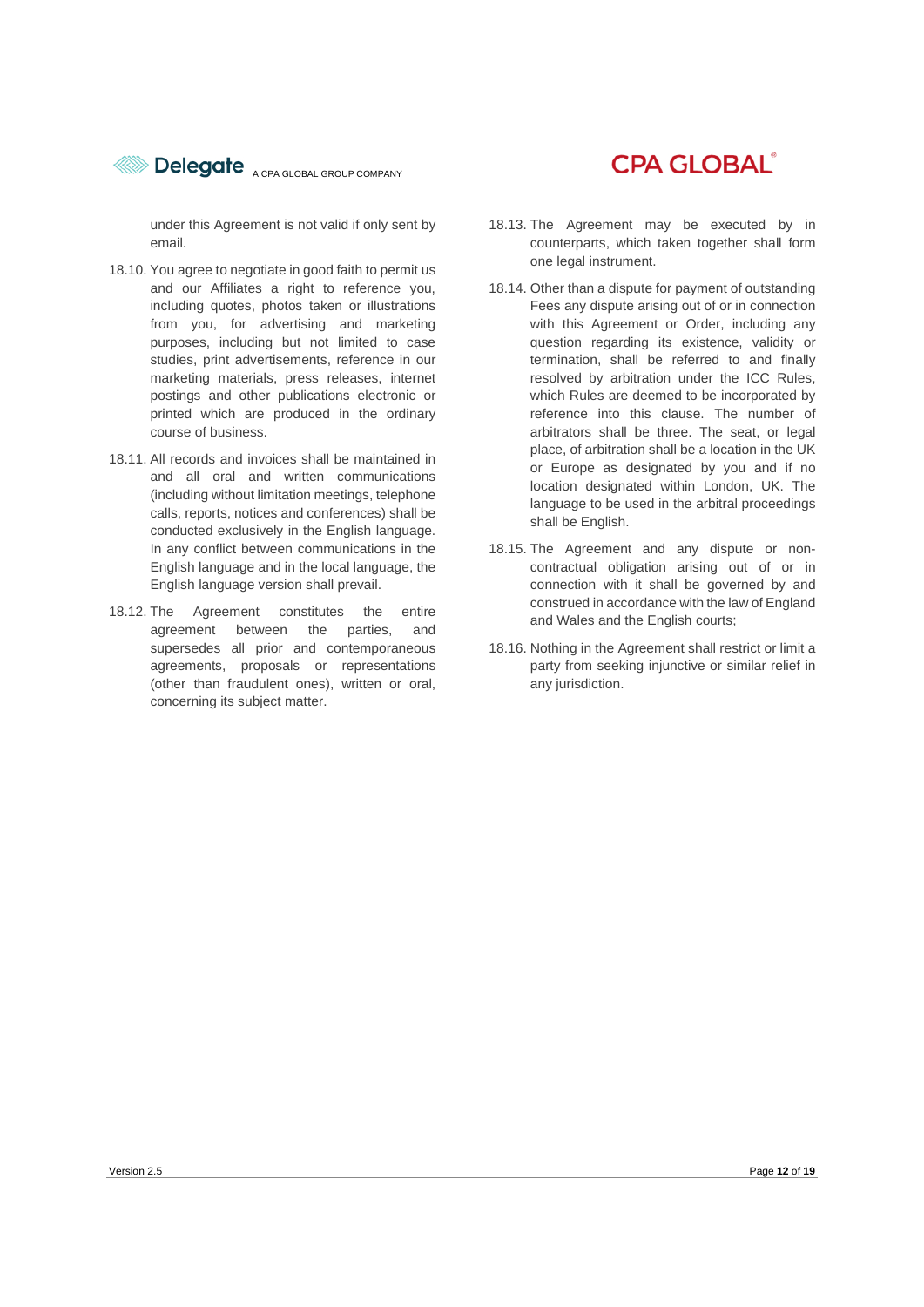under this Agreement is not valid if only sent by email.

18.10. You agree to negotiate in good faith to permit us and our Affiliates a right to reference you, including quotes, photos taken or illustrations from you, for advertising and marketing purposes, including but not limited to case studies, print advertisements, reference in our marketing materials, press releases, internet postings and other publications electronic or printed which are produced in the ordinary course of business.

18.11. All records and invoices shall be maintained in and all oral and written communications (including without limitation meetings, telephone calls, reports, notices and conferences) shall be conducted exclusively in the English language. In any conflict between communications in the English language and in the local language, the English language version shall prevail.

18.12. The Agreement constitutes the entire agreement between the parties, and supersedes all prior and contemporaneous agreements, proposals or representations (other than fraudulent ones), written or oral, concerning its subject matter.

18.13. The Agreement may be executed by in counterparts, which taken together shall form one legal instrument.

18.14. Other than a dispute for payment of outstanding Fees any dispute arising out of or in connection with this Agreement or Order, including any question regarding its existence, validity or termination, shall be referred to and finally resolved by arbitration under the ICC Rules, which Rules are deemed to be incorporated by reference into this clause. The number of arbitrators shall be three. The seat, or legal place, of arbitration shall be a location in the UK or Europe as designated by you and if no location designated within London, UK. The language to be used in the arbitral proceedings shall be English.

18.15. The Agreement and any dispute or non-contractual obligation arising out of or in connection with it shall be governed by and construed in accordance with the law of England and Wales and the English courts;

18.16. Nothing in the Agreement shall restrict or limit a party from seeking injunctive or similar relief in any jurisdiction.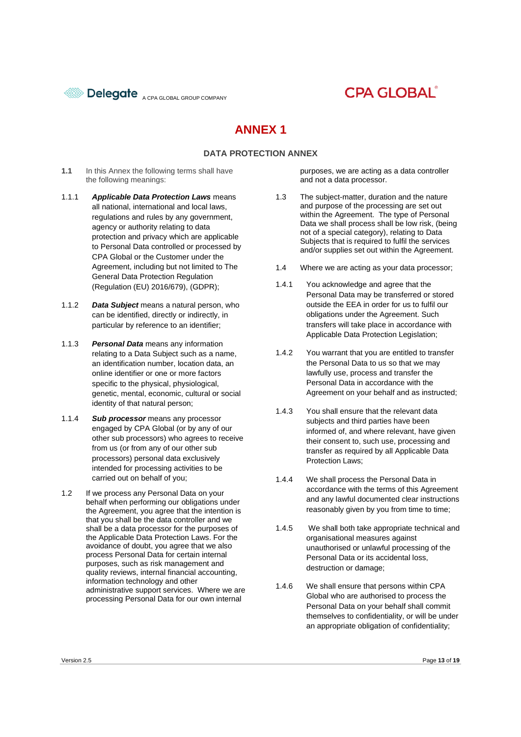# ANNEX 1

## DATA PROTECTION ANNEX

**1.1** In this Annex the following terms shall have the following meanings:

1.1.1 ***Applicable Data Protection Laws*** means all national, international and local laws, regulations and rules by any government, agency or authority relating to data protection and privacy which are applicable to Personal Data controlled or processed by CPA Global or the Customer under the Agreement, including but not limited to The General Data Protection Regulation (Regulation (EU) 2016/679), (GDPR);

1.1.2 ***Data Subject*** means a natural person, who can be identified, directly or indirectly, in particular by reference to an identifier;

1.1.3 ***Personal Data*** means any information relating to a Data Subject such as a name, an identification number, location data, an online identifier or one or more factors specific to the physical, physiological, genetic, mental, economic, cultural or social identity of that natural person;

1.1.4 ***Sub processor*** means any processor engaged by CPA Global (or by any of our other sub processors) who agrees to receive from us (or from any of our other sub processors) personal data exclusively intended for processing activities to be carried out on behalf of you;

1.2 If we process any Personal Data on your behalf when performing our obligations under the Agreement, you agree that the intention is that you shall be the data controller and we shall be a data processor for the purposes of the Applicable Data Protection Laws. For the avoidance of doubt, you agree that we also process Personal Data for certain internal purposes, such as risk management and quality reviews, internal financial accounting, information technology and other administrative support services. Where we are processing Personal Data for our own internal purposes, we are acting as a data controller and not a data processor.

1.3 The subject-matter, duration and the nature and purpose of the processing are set out within the Agreement. The type of Personal Data we shall process shall be low risk, (being not of a special category), relating to Data Subjects that is required to fulfil the services and/or supplies set out within the Agreement.

1.4 Where we are acting as your data processor;

1.4.1 You acknowledge and agree that the Personal Data may be transferred or stored outside the EEA in order for us to fulfil our obligations under the Agreement. Such transfers will take place in accordance with Applicable Data Protection Legislation;

1.4.2 You warrant that you are entitled to transfer the Personal Data to us so that we may lawfully use, process and transfer the Personal Data in accordance with the Agreement on your behalf and as instructed;

1.4.3 You shall ensure that the relevant data subjects and third parties have been informed of, and where relevant, have given their consent to, such use, processing and transfer as required by all Applicable Data Protection Laws;

1.4.4 We shall process the Personal Data in accordance with the terms of this Agreement and any lawful documented clear instructions reasonably given by you from time to time;

1.4.5 We shall both take appropriate technical and organisational measures against unauthorised or unlawful processing of the Personal Data or its accidental loss, destruction or damage;

1.4.6 We shall ensure that persons within CPA Global who are authorised to process the Personal Data on your behalf shall commit themselves to confidentiality, or will be under an appropriate obligation of confidentiality;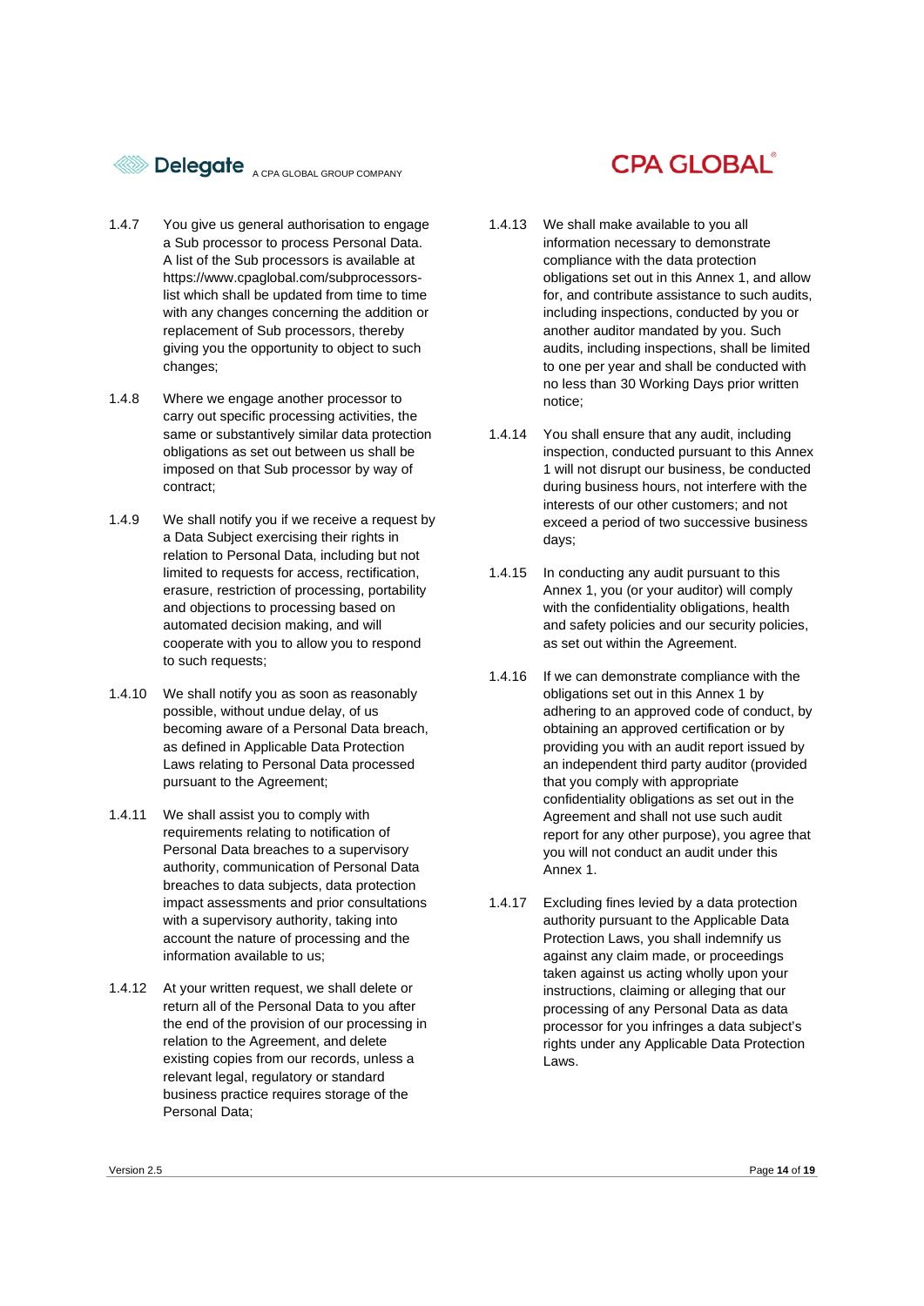1.4.7 You give us general authorisation to engage a Sub processor to process Personal Data. A list of the Sub processors is available at https://www.cpaglobal.com/subprocessors-list which shall be updated from time to time with any changes concerning the addition or replacement of Sub processors, thereby giving you the opportunity to object to such changes;

1.4.8 Where we engage another processor to carry out specific processing activities, the same or substantively similar data protection obligations as set out between us shall be imposed on that Sub processor by way of contract;

1.4.9 We shall notify you if we receive a request by a Data Subject exercising their rights in relation to Personal Data, including but not limited to requests for access, rectification, erasure, restriction of processing, portability and objections to processing based on automated decision making, and will cooperate with you to allow you to respond to such requests;

1.4.10 We shall notify you as soon as reasonably possible, without undue delay, of us becoming aware of a Personal Data breach, as defined in Applicable Data Protection Laws relating to Personal Data processed pursuant to the Agreement;

1.4.11 We shall assist you to comply with requirements relating to notification of Personal Data breaches to a supervisory authority, communication of Personal Data breaches to data subjects, data protection impact assessments and prior consultations with a supervisory authority, taking into account the nature of processing and the information available to us;

1.4.12 At your written request, we shall delete or return all of the Personal Data to you after the end of the provision of our processing in relation to the Agreement, and delete existing copies from our records, unless a relevant legal, regulatory or standard business practice requires storage of the Personal Data;

1.4.13 We shall make available to you all information necessary to demonstrate compliance with the data protection obligations set out in this Annex 1, and allow for, and contribute assistance to such audits, including inspections, conducted by you or another auditor mandated by you. Such audits, including inspections, shall be limited to one per year and shall be conducted with no less than 30 Working Days prior written notice;

1.4.14 You shall ensure that any audit, including inspection, conducted pursuant to this Annex 1 will not disrupt our business, be conducted during business hours, not interfere with the interests of our other customers; and not exceed a period of two successive business days;

1.4.15 In conducting any audit pursuant to this Annex 1, you (or your auditor) will comply with the confidentiality obligations, health and safety policies and our security policies, as set out within the Agreement.

1.4.16 If we can demonstrate compliance with the obligations set out in this Annex 1 by adhering to an approved code of conduct, by obtaining an approved certification or by providing you with an audit report issued by an independent third party auditor (provided that you comply with appropriate confidentiality obligations as set out in the Agreement and shall not use such audit report for any other purpose), you agree that you will not conduct an audit under this Annex 1.

1.4.17 Excluding fines levied by a data protection authority pursuant to the Applicable Data Protection Laws, you shall indemnify us against any claim made, or proceedings taken against us acting wholly upon your instructions, claiming or alleging that our processing of any Personal Data as data processor for you infringes a data subject's rights under any Applicable Data Protection Laws.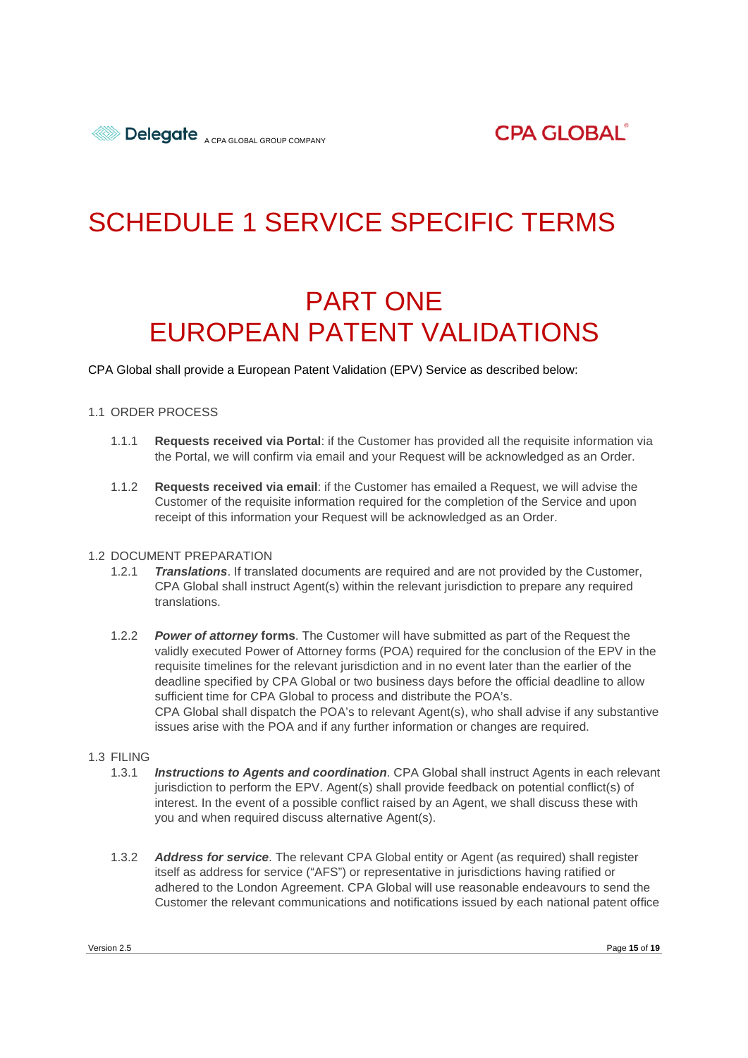# SCHEDULE 1 SERVICE SPECIFIC TERMS

## PART ONE
## EUROPEAN PATENT VALIDATIONS

CPA Global shall provide a European Patent Validation (EPV) Service as described below:

### 1.1 ORDER PROCESS

1.1.1 **Requests received via Portal**: if the Customer has provided all the requisite information via the Portal, we will confirm via email and your Request will be acknowledged as an Order.

1.1.2 **Requests received via email**: if the Customer has emailed a Request, we will advise the Customer of the requisite information required for the completion of the Service and upon receipt of this information your Request will be acknowledged as an Order.

### 1.2 DOCUMENT PREPARATION

1.2.1 ***Translations***. If translated documents are required and are not provided by the Customer, CPA Global shall instruct Agent(s) within the relevant jurisdiction to prepare any required translations.

1.2.2 ***Power of attorney* forms**. The Customer will have submitted as part of the Request the validly executed Power of Attorney forms (POA) required for the conclusion of the EPV in the requisite timelines for the relevant jurisdiction and in no event later than the earlier of the deadline specified by CPA Global or two business days before the official deadline to allow sufficient time for CPA Global to process and distribute the POA's.
CPA Global shall dispatch the POA's to relevant Agent(s), who shall advise if any substantive issues arise with the POA and if any further information or changes are required.

### 1.3 FILING

1.3.1 ***Instructions to Agents and coordination***. CPA Global shall instruct Agents in each relevant jurisdiction to perform the EPV. Agent(s) shall provide feedback on potential conflict(s) of interest. In the event of a possible conflict raised by an Agent, we shall discuss these with you and when required discuss alternative Agent(s).

1.3.2 ***Address for service***. The relevant CPA Global entity or Agent (as required) shall register itself as address for service ("AFS") or representative in jurisdictions having ratified or adhered to the London Agreement. CPA Global will use reasonable endeavours to send the Customer the relevant communications and notifications issued by each national patent office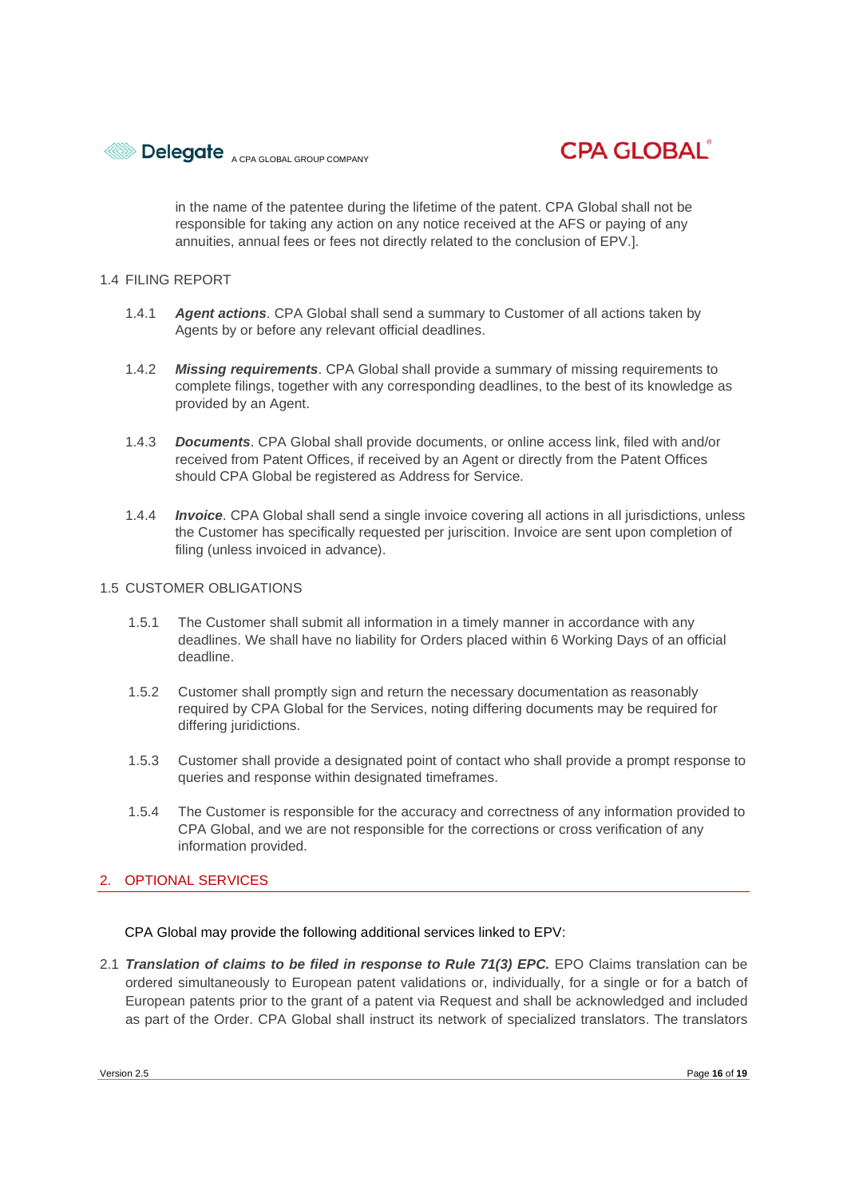in the name of the patentee during the lifetime of the patent. CPA Global shall not be responsible for taking any action on any notice received at the AFS or paying of any annuities, annual fees or fees not directly related to the conclusion of EPV.].

### 1.4 FILING REPORT

1.4.1 ***Agent actions***. CPA Global shall send a summary to Customer of all actions taken by Agents by or before any relevant official deadlines.

1.4.2 ***Missing requirements***. CPA Global shall provide a summary of missing requirements to complete filings, together with any corresponding deadlines, to the best of its knowledge as provided by an Agent.

1.4.3 ***Documents***. CPA Global shall provide documents, or online access link, filed with and/or received from Patent Offices, if received by an Agent or directly from the Patent Offices should CPA Global be registered as Address for Service.

1.4.4 ***Invoice***. CPA Global shall send a single invoice covering all actions in all jurisdictions, unless the Customer has specifically requested per juriscition. Invoice are sent upon completion of filing (unless invoiced in advance).

### 1.5 CUSTOMER OBLIGATIONS

1.5.1 The Customer shall submit all information in a timely manner in accordance with any deadlines. We shall have no liability for Orders placed within 6 Working Days of an official deadline.

1.5.2 Customer shall promptly sign and return the necessary documentation as reasonably required by CPA Global for the Services, noting differing documents may be required for differing juridictions.

1.5.3 Customer shall provide a designated point of contact who shall provide a prompt response to queries and response within designated timeframes.

1.5.4 The Customer is responsible for the accuracy and correctness of any information provided to CPA Global, and we are not responsible for the corrections or cross verification of any information provided.

## 2. OPTIONAL SERVICES

CPA Global may provide the following additional services linked to EPV:

2.1 ***Translation of claims to be filed in response to Rule 71(3) EPC.*** EPO Claims translation can be ordered simultaneously to European patent validations or, individually, for a single or for a batch of European patents prior to the grant of a patent via Request and shall be acknowledged and included as part of the Order. CPA Global shall instruct its network of specialized translators. The translators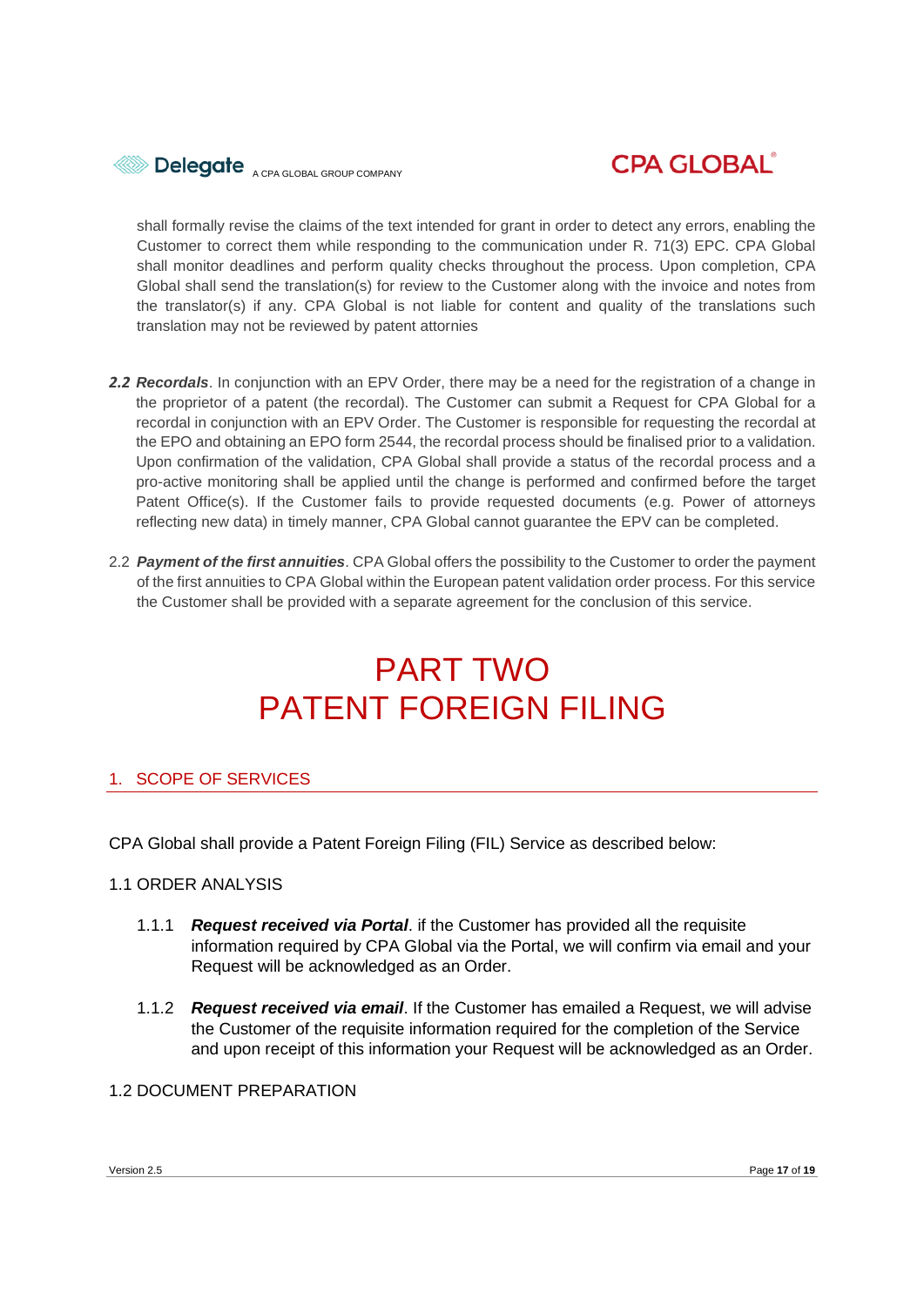shall formally revise the claims of the text intended for grant in order to detect any errors, enabling the Customer to correct them while responding to the communication under R. 71(3) EPC. CPA Global shall monitor deadlines and perform quality checks throughout the process. Upon completion, CPA Global shall send the translation(s) for review to the Customer along with the invoice and notes from the translator(s) if any. CPA Global is not liable for content and quality of the translations such translation may not be reviewed by patent attornies

***2.2 Recordals***. In conjunction with an EPV Order, there may be a need for the registration of a change in the proprietor of a patent (the recordal). The Customer can submit a Request for CPA Global for a recordal in conjunction with an EPV Order. The Customer is responsible for requesting the recordal at the EPO and obtaining an EPO form 2544, the recordal process should be finalised prior to a validation. Upon confirmation of the validation, CPA Global shall provide a status of the recordal process and a pro-active monitoring shall be applied until the change is performed and confirmed before the target Patent Office(s). If the Customer fails to provide requested documents (e.g. Power of attorneys reflecting new data) in timely manner, CPA Global cannot guarantee the EPV can be completed.

2.2 ***Payment of the first annuities***. CPA Global offers the possibility to the Customer to order the payment of the first annuities to CPA Global within the European patent validation order process. For this service the Customer shall be provided with a separate agreement for the conclusion of this service.

# PART TWO
# PATENT FOREIGN FILING

## 1. SCOPE OF SERVICES

CPA Global shall provide a Patent Foreign Filing (FIL) Service as described below:

### 1.1 ORDER ANALYSIS

1.1.1 ***Request received via Portal***. if the Customer has provided all the requisite information required by CPA Global via the Portal, we will confirm via email and your Request will be acknowledged as an Order.

1.1.2 ***Request received via email***. If the Customer has emailed a Request, we will advise the Customer of the requisite information required for the completion of the Service and upon receipt of this information your Request will be acknowledged as an Order.

### 1.2 DOCUMENT PREPARATION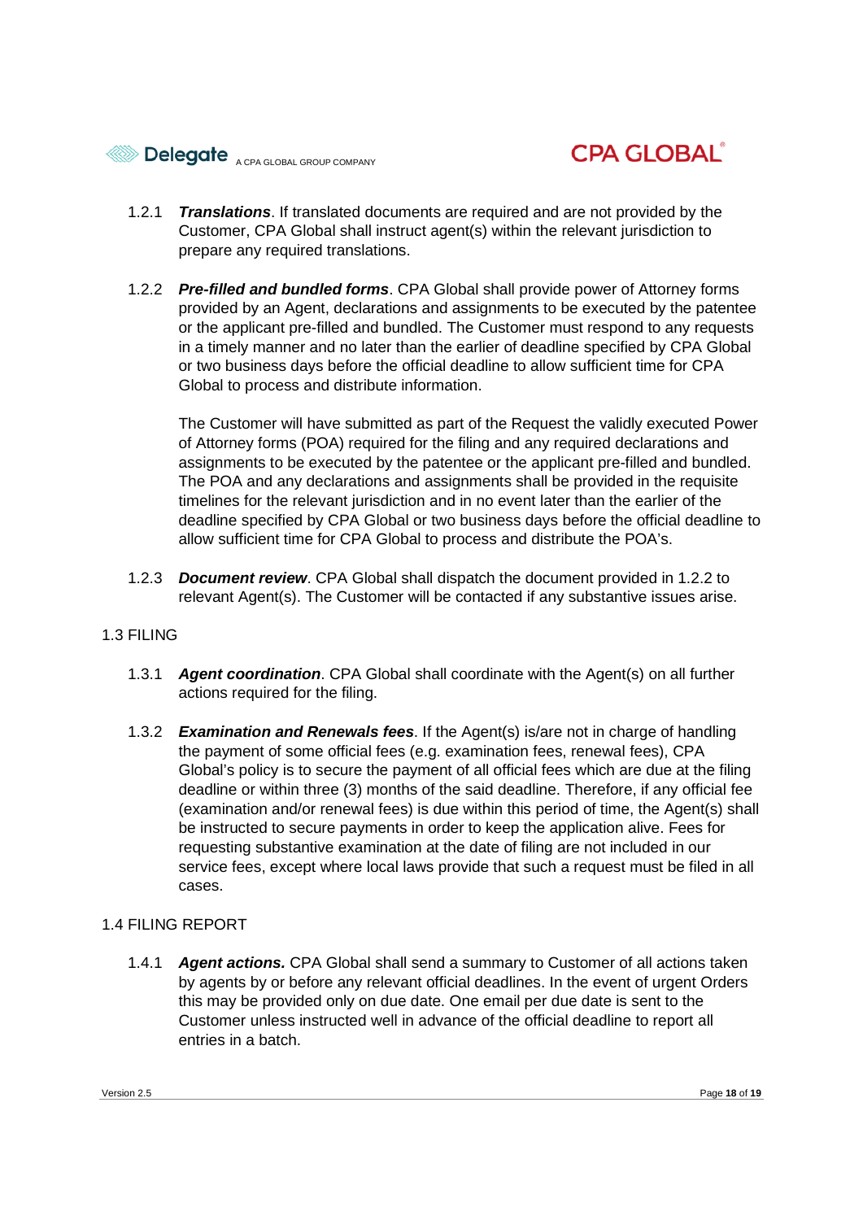1.2.1 ***Translations***. If translated documents are required and are not provided by the Customer, CPA Global shall instruct agent(s) within the relevant jurisdiction to prepare any required translations.

1.2.2 ***Pre-filled and bundled forms***. CPA Global shall provide power of Attorney forms provided by an Agent, declarations and assignments to be executed by the patentee or the applicant pre-filled and bundled. The Customer must respond to any requests in a timely manner and no later than the earlier of deadline specified by CPA Global or two business days before the official deadline to allow sufficient time for CPA Global to process and distribute information.

The Customer will have submitted as part of the Request the validly executed Power of Attorney forms (POA) required for the filing and any required declarations and assignments to be executed by the patentee or the applicant pre-filled and bundled. The POA and any declarations and assignments shall be provided in the requisite timelines for the relevant jurisdiction and in no event later than the earlier of the deadline specified by CPA Global or two business days before the official deadline to allow sufficient time for CPA Global to process and distribute the POA's.

1.2.3 ***Document review***. CPA Global shall dispatch the document provided in 1.2.2 to relevant Agent(s). The Customer will be contacted if any substantive issues arise.

## 1.3 FILING

1.3.1 ***Agent coordination***. CPA Global shall coordinate with the Agent(s) on all further actions required for the filing.

1.3.2 ***Examination and Renewals fees***. If the Agent(s) is/are not in charge of handling the payment of some official fees (e.g. examination fees, renewal fees), CPA Global's policy is to secure the payment of all official fees which are due at the filing deadline or within three (3) months of the said deadline. Therefore, if any official fee (examination and/or renewal fees) is due within this period of time, the Agent(s) shall be instructed to secure payments in order to keep the application alive. Fees for requesting substantive examination at the date of filing are not included in our service fees, except where local laws provide that such a request must be filed in all cases.

## 1.4 FILING REPORT

1.4.1 ***Agent actions.*** CPA Global shall send a summary to Customer of all actions taken by agents by or before any relevant official deadlines. In the event of urgent Orders this may be provided only on due date. One email per due date is sent to the Customer unless instructed well in advance of the official deadline to report all entries in a batch.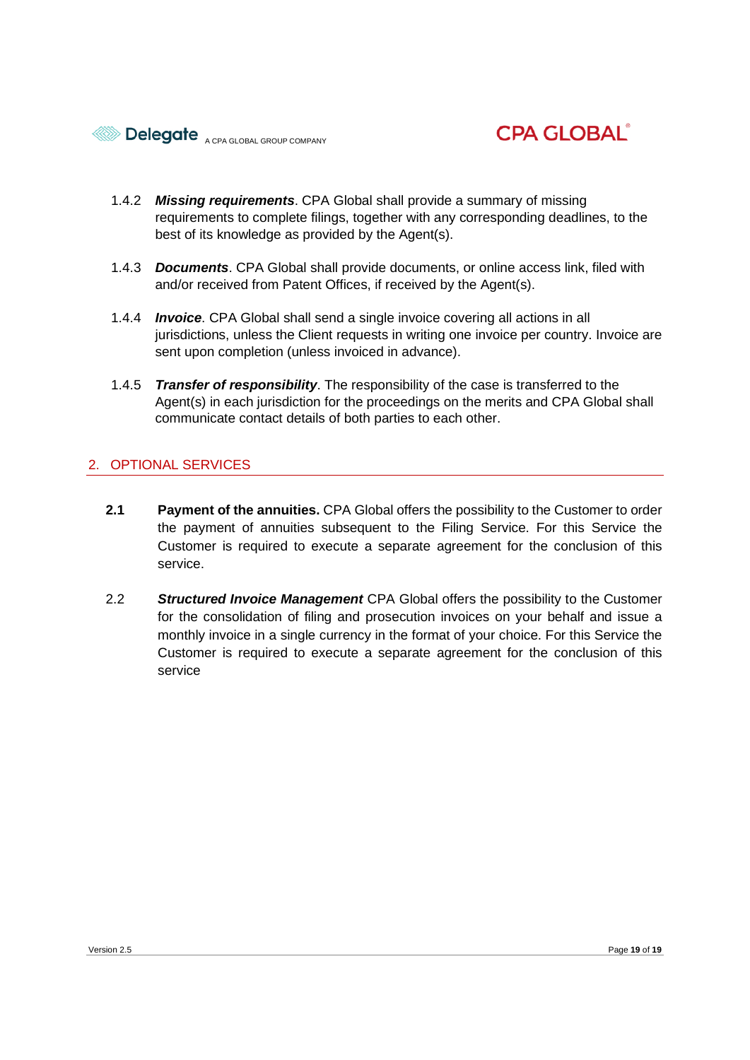1.4.2 ***Missing requirements***. CPA Global shall provide a summary of missing requirements to complete filings, together with any corresponding deadlines, to the best of its knowledge as provided by the Agent(s).

1.4.3 ***Documents***. CPA Global shall provide documents, or online access link, filed with and/or received from Patent Offices, if received by the Agent(s).

1.4.4 ***Invoice***. CPA Global shall send a single invoice covering all actions in all jurisdictions, unless the Client requests in writing one invoice per country. Invoice are sent upon completion (unless invoiced in advance).

1.4.5 ***Transfer of responsibility***. The responsibility of the case is transferred to the Agent(s) in each jurisdiction for the proceedings on the merits and CPA Global shall communicate contact details of both parties to each other.

## 2. OPTIONAL SERVICES

**2.1** **Payment of the annuities.** CPA Global offers the possibility to the Customer to order the payment of annuities subsequent to the Filing Service. For this Service the Customer is required to execute a separate agreement for the conclusion of this service.

2.2 ***Structured Invoice Management*** CPA Global offers the possibility to the Customer for the consolidation of filing and prosecution invoices on your behalf and issue a monthly invoice in a single currency in the format of your choice. For this Service the Customer is required to execute a separate agreement for the conclusion of this service